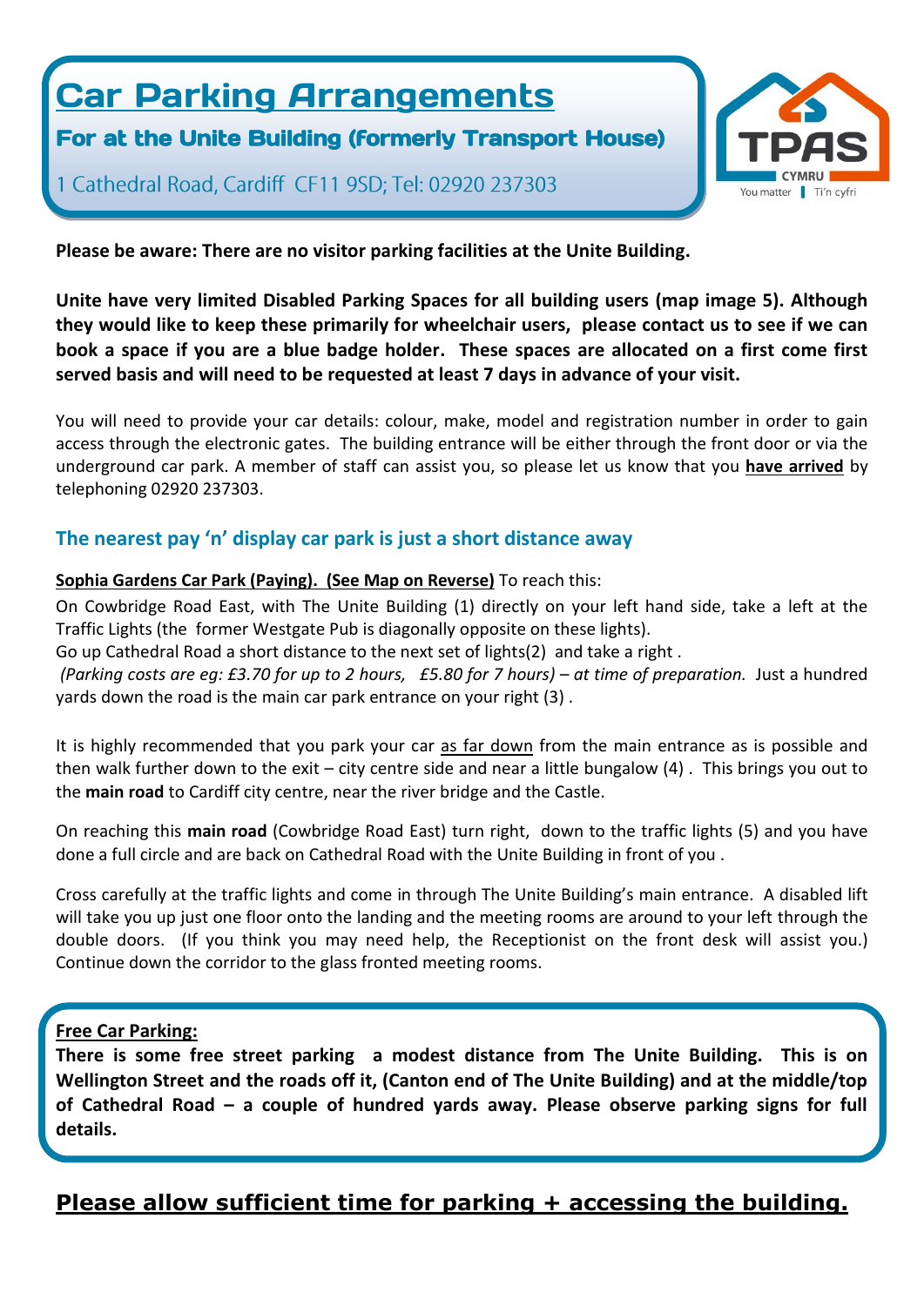# Car Parking Arrangements

## For at the Unite Building (formerly Transport House)

1 Cathedral Road, Cardiff CF11 9SD; Tel: 02920 237303

TPAS CYMRU
You matter | Ti'n cyfri

**Please be aware: There are no visitor parking facilities at the Unite Building.**

**Unite have very limited Disabled Parking Spaces for all building users (map image 5). Although they would like to keep these primarily for wheelchair users, please contact us to see if we can book a space if you are a blue badge holder. These spaces are allocated on a first come first served basis and will need to be requested at least 7 days in advance of your visit.**

You will need to provide your car details: colour, make, model and registration number in order to gain access through the electronic gates. The building entrance will be either through the front door or via the underground car park. A member of staff can assist you, so please let us know that you **have arrived** by telephoning 02920 237303.

### The nearest pay 'n' display car park is just a short distance away

**Sophia Gardens Car Park (Paying). (See Map on Reverse)** To reach this:

On Cowbridge Road East, with The Unite Building (1) directly on your left hand side, take a left at the Traffic Lights (the former Westgate Pub is diagonally opposite on these lights).

Go up Cathedral Road a short distance to the next set of lights(2) and take a right .

*(Parking costs are eg: £3.70 for up to 2 hours, £5.80 for 7 hours) – at time of preparation.* Just a hundred yards down the road is the main car park entrance on your right (3) .

It is highly recommended that you park your car as far down from the main entrance as is possible and then walk further down to the exit – city centre side and near a little bungalow (4) . This brings you out to the **main road** to Cardiff city centre, near the river bridge and the Castle.

On reaching this **main road** (Cowbridge Road East) turn right, down to the traffic lights (5) and you have done a full circle and are back on Cathedral Road with the Unite Building in front of you .

Cross carefully at the traffic lights and come in through The Unite Building's main entrance. A disabled lift will take you up just one floor onto the landing and the meeting rooms are around to your left through the double doors. (If you think you may need help, the Receptionist on the front desk will assist you.) Continue down the corridor to the glass fronted meeting rooms.

**Free Car Parking:**

**There is some free street parking a modest distance from The Unite Building. This is on Wellington Street and the roads off it, (Canton end of The Unite Building) and at the middle/top of Cathedral Road – a couple of hundred yards away. Please observe parking signs for full details.**

## Please allow sufficient time for parking + accessing the building.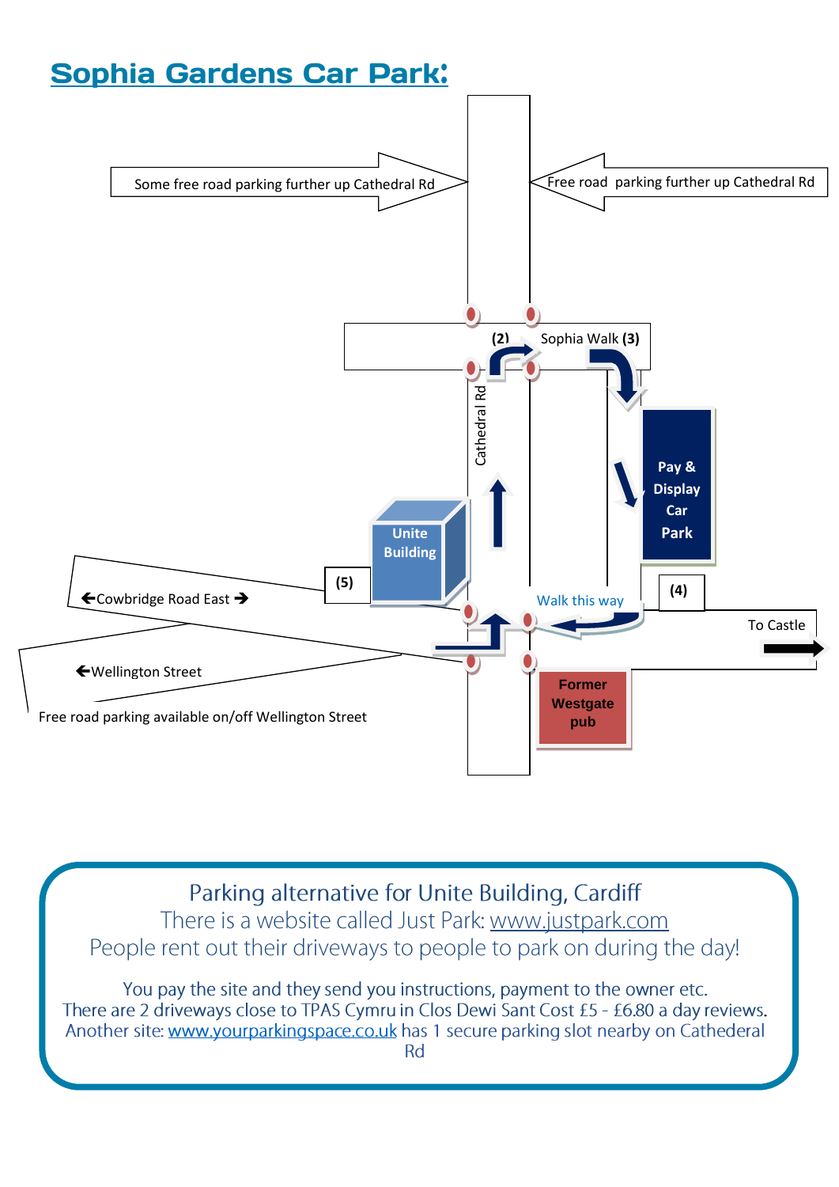# Sophia Gardens Car Park:

Some free road parking further up Cathedral Rd

Free road parking further up Cathedral Rd

(2)

Sophia Walk (3)

Cathedral Rd

Pay & Display Car Park

Unite Building

(5)

(4)

Walk this way

←Cowbridge Road East →

To Castle

←Wellington Street

Free road parking available on/off Wellington Street

Former Westgate pub

Parking alternative for Unite Building, Cardiff
There is a website called Just Park: www.justpark.com
People rent out their driveways to people to park on during the day!

You pay the site and they send you instructions, payment to the owner etc.
There are 2 driveways close to TPAS Cymru in Clos Dewi Sant Cost £5 - £6.80 a day reviews.
Another site: www.yourparkingspace.co.uk has 1 secure parking slot nearby on Cathederal Rd